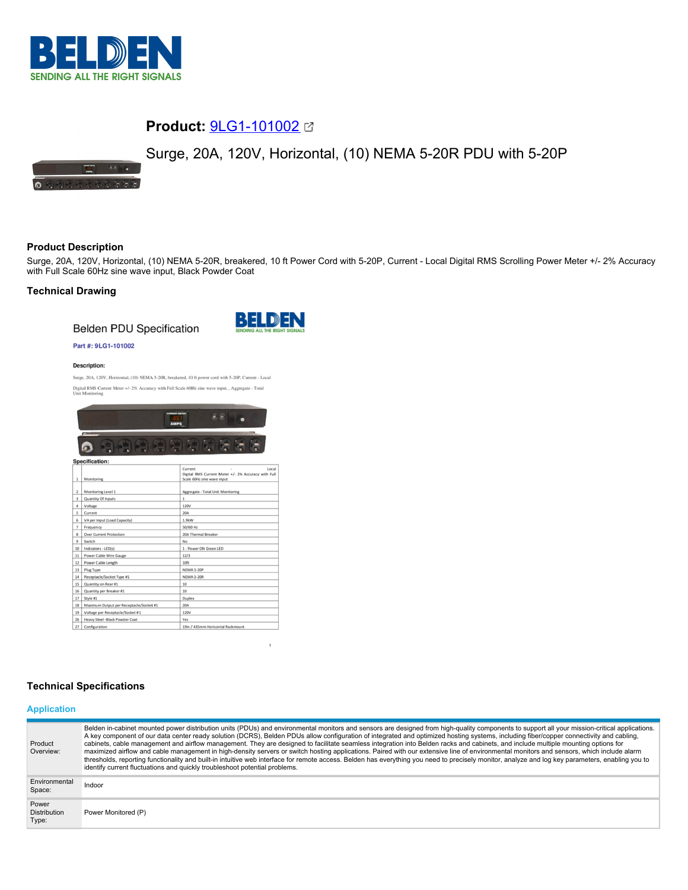# Product: 9LG1-101002

Surge, 20A, 120V, Horizontal, (10) NEMA 5-20R PDU with 5-20P

## Product Description

Surge, 20A, 120V, Horizontal, (10) NEMA 5-20R, breakered, 10 ft Power Cord with 5-20P, Current - Local Digital RMS Scrolling Power Meter +/- 2% Accuracy with Full Scale 60Hz sine wave input, Black Powder Coat

## Technical Drawing

Belden PDU Specification

**Part #: 9LG1-101002**

**Description:**

Surge, 20A, 120V, Horizontal, (10) NEMA 5-20R, breakered, 10 ft power cord with 5-20P, Current - Local Digital RMS Current Meter +/- 2% Accuracy with Full Scale 60Hz sine wave input, , Aggregate - Total Unit Monitoring

**Specification:**

| # | Item | Value |
|---|---|---|
| 1 | Monitoring | Current - Local Digital RMS Current Meter +/- 2% Accuracy with Full Scale 60Hz sine wave input |
| 2 | Monitoring Level 1 | Aggregate - Total Unit Monitoring |
| 3 | Quantity Of Inputs | 1 |
| 4 | Voltage | 120V |
| 5 | Current | 20A |
| 6 | VA per Input (Load Capacity) | 1.9kW |
| 7 | Frequency | 50/60 Hz |
| 8 | Over Current Protection | 20A Thermal Breaker |
| 9 | Switch | No |
| 10 | Indicators - LED(s) | 1 - Power ON Green LED |
| 11 | Power Cable Wire Gauge | 12/3 |
| 12 | Power Cable Length | 10ft |
| 13 | Plug Type | NEMA 5-20P |
| 14 | Receptacle/Socket Type #1 | NEMA 5-20R |
| 15 | Quantity on Rear #1 | 10 |
| 16 | Quantity per Breaker #1 | 10 |
| 17 | Style #1 | Duplex |
| 18 | Maximum Output per Receptacle/Socket #1 | 20A |
| 19 | Voltage per Receptacle/Socket #1 | 120V |
| 26 | Heavy Steel -Black Powder Coat | Yes |
| 27 | Configuration | 19in / 435mm Horizontal Rackmount |

## Technical Specifications

### Application

| | |
|---|---|
| Product Overview: | Belden in-cabinet mounted power distribution units (PDUs) and environmental monitors and sensors are designed from high-quality components to support all your mission-critical applications. A key component of our data center ready solution (DCRS), Belden PDUs allow configuration of integrated and optimized hosting systems, including fiber/copper connectivity and cabling, cabinets, cable management and airflow management. They are designed to facilitate seamless integration into Belden racks and cabinets, and include multiple mounting options for maximized airflow and cable management in high-density servers or switch hosting applications. Paired with our extensive line of environmental monitors and sensors, which include alarm thresholds, reporting functionality and built-in intuitive web interface for remote access. Belden has everything you need to precisely monitor, analyze and log key parameters, enabling you to identify current fluctuations and quickly troubleshoot potential problems. |
| Environmental Space: | Indoor |
| Power Distribution Type: | Power Monitored (P) |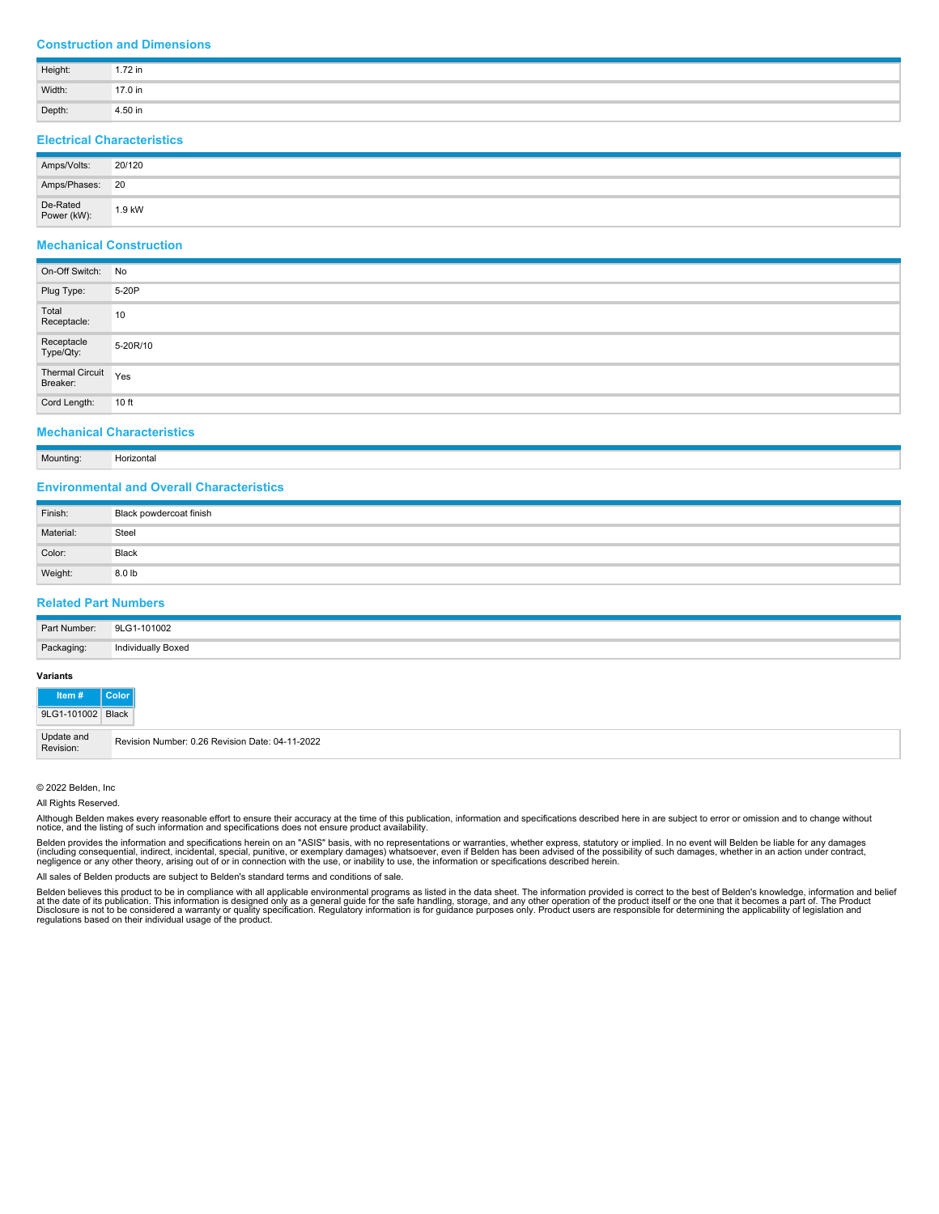## Construction and Dimensions

| | |
|---|---|
| Height: | 1.72 in |
| Width: | 17.0 in |
| Depth: | 4.50 in |

## Electrical Characteristics

| | |
|---|---|
| Amps/Volts: | 20/120 |
| Amps/Phases: | 20 |
| De-Rated Power (kW): | 1.9 kW |

## Mechanical Construction

| | |
|---|---|
| On-Off Switch: | No |
| Plug Type: | 5-20P |
| Total Receptacle: | 10 |
| Receptacle Type/Qty: | 5-20R/10 |
| Thermal Circuit Breaker: | Yes |
| Cord Length: | 10 ft |

## Mechanical Characteristics

| | |
|---|---|
| Mounting: | Horizontal |

## Environmental and Overall Characteristics

| | |
|---|---|
| Finish: | Black powdercoat finish |
| Material: | Steel |
| Color: | Black |
| Weight: | 8.0 lb |

## Related Part Numbers

| | |
|---|---|
| Part Number: | 9LG1-101002 |
| Packaging: | Individually Boxed |

**Variants**

| Item # | Color |
|---|---|
| 9LG1-101002 | Black |

| | |
|---|---|
| Update and Revision: | Revision Number: 0.26 Revision Date: 04-11-2022 |

© 2022 Belden, Inc

All Rights Reserved.

Although Belden makes every reasonable effort to ensure their accuracy at the time of this publication, information and specifications described here in are subject to error or omission and to change without notice, and the listing of such information and specifications does not ensure product availability.

Belden provides the information and specifications herein on an "ASIS" basis, with no representations or warranties, whether express, statutory or implied. In no event will Belden be liable for any damages (including consequential, indirect, incidental, special, punitive, or exemplary damages) whatsoever, even if Belden has been advised of the possibility of such damages, whether in an action under contract, negligence or any other theory, arising out of or in connection with the use, or inability to use, the information or specifications described herein.

All sales of Belden products are subject to Belden's standard terms and conditions of sale.

Belden believes this product to be in compliance with all applicable environmental programs as listed in the data sheet. The information provided is correct to the best of Belden's knowledge, information and belief at the date of its publication. This information is designed only as a general guide for the safe handling, storage, and any other operation of the product itself or the one that it becomes a part of. The Product Disclosure is not to be considered a warranty or quality specification. Regulatory information is for guidance purposes only. Product users are responsible for determining the applicability of legislation and regulations based on their individual usage of the product.